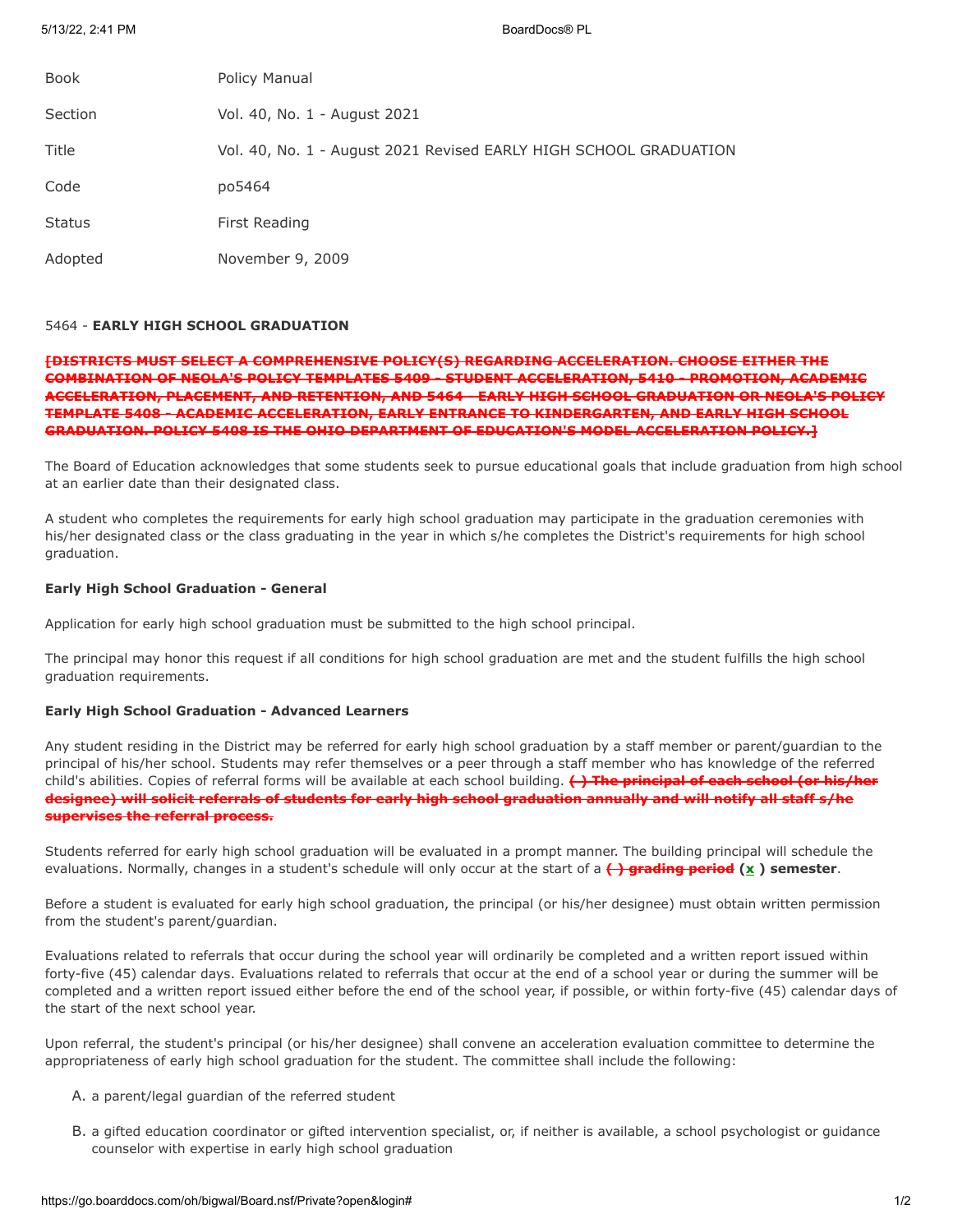| | |
|---|---|
| Book | Policy Manual |
| Section | Vol. 40, No. 1 - August 2021 |
| Title | Vol. 40, No. 1 - August 2021 Revised EARLY HIGH SCHOOL GRADUATION |
| Code | po5464 |
| Status | First Reading |
| Adopted | November 9, 2009 |

5464 - **EARLY HIGH SCHOOL GRADUATION**

~~**[DISTRICTS MUST SELECT A COMPREHENSIVE POLICY(S) REGARDING ACCELERATION. CHOOSE EITHER THE COMBINATION OF NEOLA'S POLICY TEMPLATES 5409 - STUDENT ACCELERATION, 5410 - PROMOTION, ACADEMIC ACCELERATION, PLACEMENT, AND RETENTION, AND 5464 - EARLY HIGH SCHOOL GRADUATION OR NEOLA'S POLICY TEMPLATE 5408 - ACADEMIC ACCELERATION, EARLY ENTRANCE TO KINDERGARTEN, AND EARLY HIGH SCHOOL GRADUATION. POLICY 5408 IS THE OHIO DEPARTMENT OF EDUCATION'S MODEL ACCELERATION POLICY.]**~~

The Board of Education acknowledges that some students seek to pursue educational goals that include graduation from high school at an earlier date than their designated class.

A student who completes the requirements for early high school graduation may participate in the graduation ceremonies with his/her designated class or the class graduating in the year in which s/he completes the District's requirements for high school graduation.

**Early High School Graduation - General**

Application for early high school graduation must be submitted to the high school principal.

The principal may honor this request if all conditions for high school graduation are met and the student fulfills the high school graduation requirements.

**Early High School Graduation - Advanced Learners**

Any student residing in the District may be referred for early high school graduation by a staff member or parent/guardian to the principal of his/her school. Students may refer themselves or a peer through a staff member who has knowledge of the referred child's abilities. Copies of referral forms will be available at each school building. ~~**( ) The principal of each school (or his/her designee) will solicit referrals of students for early high school graduation annually and will notify all staff s/he supervises the referral process.**~~

Students referred for early high school graduation will be evaluated in a prompt manner. The building principal will schedule the evaluations. Normally, changes in a student's schedule will only occur at the start of a ~~**( ) grading period**~~ **( x ) semester**.

Before a student is evaluated for early high school graduation, the principal (or his/her designee) must obtain written permission from the student's parent/guardian.

Evaluations related to referrals that occur during the school year will ordinarily be completed and a written report issued within forty-five (45) calendar days. Evaluations related to referrals that occur at the end of a school year or during the summer will be completed and a written report issued either before the end of the school year, if possible, or within forty-five (45) calendar days of the start of the next school year.

Upon referral, the student's principal (or his/her designee) shall convene an acceleration evaluation committee to determine the appropriateness of early high school graduation for the student. The committee shall include the following:

A. a parent/legal guardian of the referred student

B. a gifted education coordinator or gifted intervention specialist, or, if neither is available, a school psychologist or guidance counselor with expertise in early high school graduation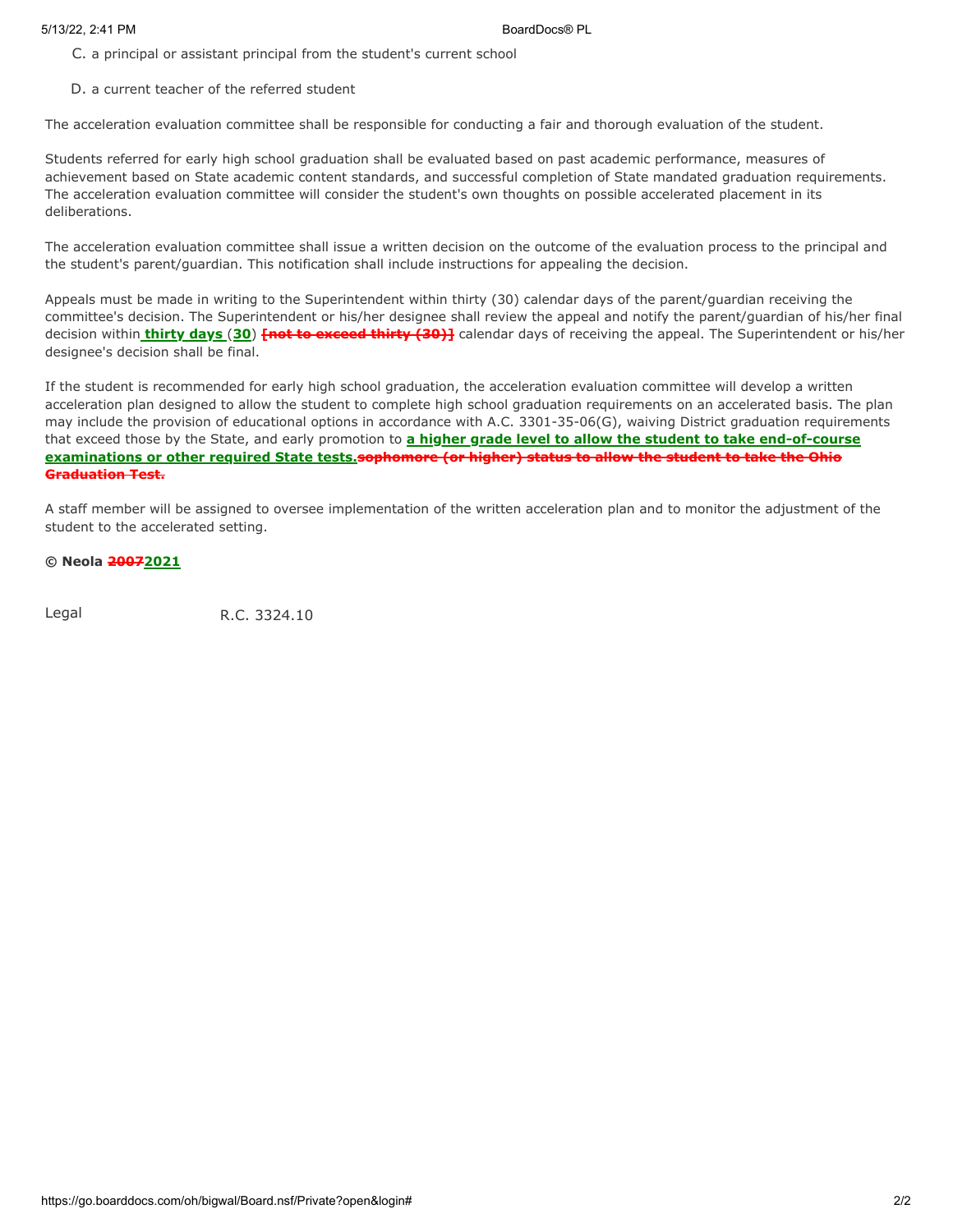C. a principal or assistant principal from the student's current school

D. a current teacher of the referred student

The acceleration evaluation committee shall be responsible for conducting a fair and thorough evaluation of the student.

Students referred for early high school graduation shall be evaluated based on past academic performance, measures of achievement based on State academic content standards, and successful completion of State mandated graduation requirements. The acceleration evaluation committee will consider the student's own thoughts on possible accelerated placement in its deliberations.

The acceleration evaluation committee shall issue a written decision on the outcome of the evaluation process to the principal and the student's parent/guardian. This notification shall include instructions for appealing the decision.

Appeals must be made in writing to the Superintendent within thirty (30) calendar days of the parent/guardian receiving the committee's decision. The Superintendent or his/her designee shall review the appeal and notify the parent/guardian of his/her final decision within **thirty days** (**30**) ~~**[not to exceed thirty (30)]**~~ calendar days of receiving the appeal. The Superintendent or his/her designee's decision shall be final.

If the student is recommended for early high school graduation, the acceleration evaluation committee will develop a written acceleration plan designed to allow the student to complete high school graduation requirements on an accelerated basis. The plan may include the provision of educational options in accordance with A.C. 3301-35-06(G), waiving District graduation requirements that exceed those by the State, and early promotion to **a higher grade level to allow the student to take end-of-course examinations or other required State tests.**~~**sophomore (or higher) status to allow the student to take the Ohio Graduation Test.**~~

A staff member will be assigned to oversee implementation of the written acceleration plan and to monitor the adjustment of the student to the accelerated setting.

**© Neola ~~2007~~2021**

Legal R.C. 3324.10